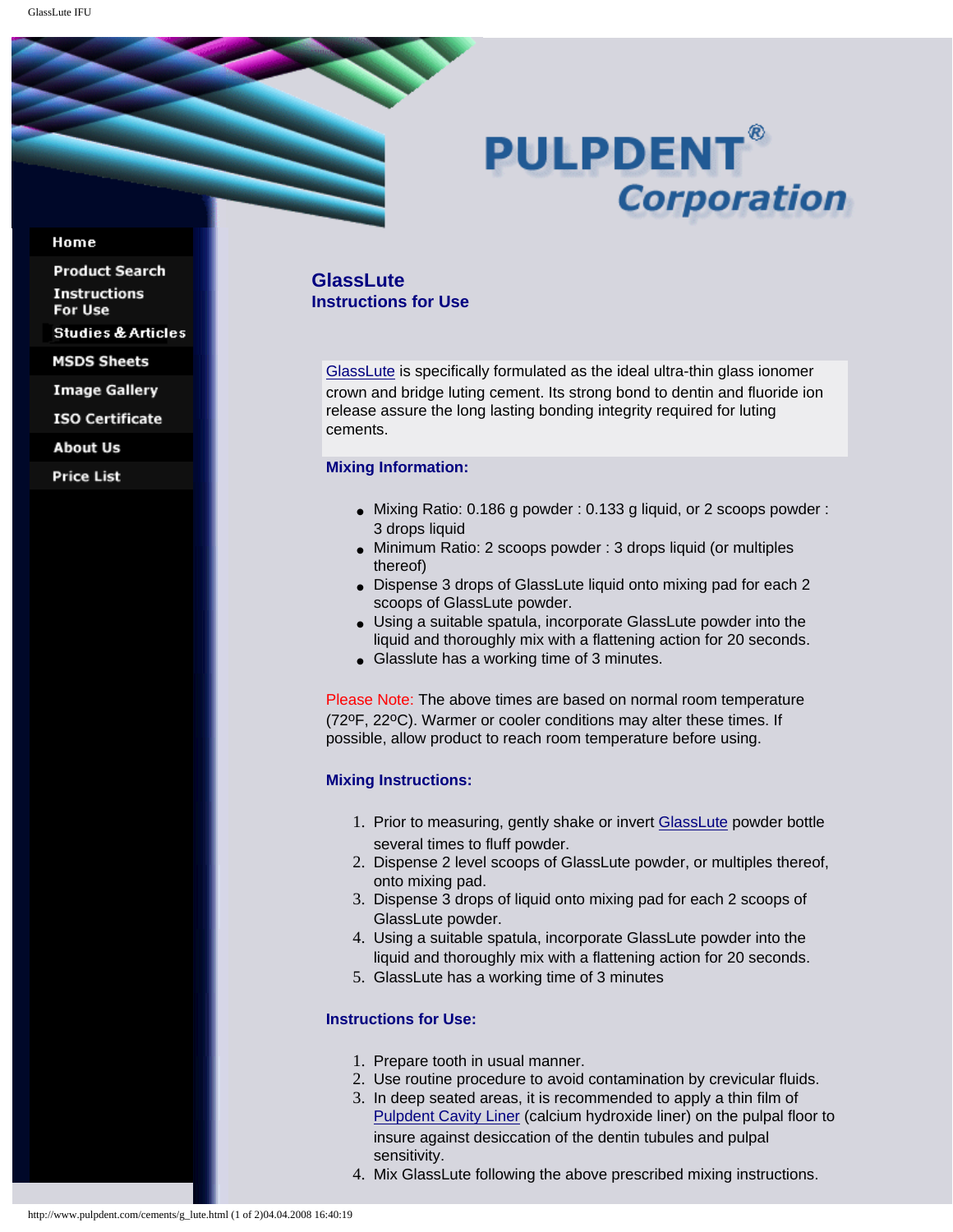PULPDENT® Corporation

- Home
- Product Search
- Instructions For Use
- Studies & Articles
- MSDS Sheets
- Image Gallery
- ISO Certificate
- About Us
- Price List

# GlassLute

## Instructions for Use

GlassLute is specifically formulated as the ideal ultra-thin glass ionomer crown and bridge luting cement. Its strong bond to dentin and fluoride ion release assure the long lasting bonding integrity required for luting cements.

### Mixing Information:

- Mixing Ratio: 0.186 g powder : 0.133 g liquid, or 2 scoops powder : 3 drops liquid
- Minimum Ratio: 2 scoops powder : 3 drops liquid (or multiples thereof)
- Dispense 3 drops of GlassLute liquid onto mixing pad for each 2 scoops of GlassLute powder.
- Using a suitable spatula, incorporate GlassLute powder into the liquid and thoroughly mix with a flattening action for 20 seconds.
- Glasslute has a working time of 3 minutes.

Please Note: The above times are based on normal room temperature (72ºF, 22ºC). Warmer or cooler conditions may alter these times. If possible, allow product to reach room temperature before using.

### Mixing Instructions:

1. Prior to measuring, gently shake or invert GlassLute powder bottle several times to fluff powder.
2. Dispense 2 level scoops of GlassLute powder, or multiples thereof, onto mixing pad.
3. Dispense 3 drops of liquid onto mixing pad for each 2 scoops of GlassLute powder.
4. Using a suitable spatula, incorporate GlassLute powder into the liquid and thoroughly mix with a flattening action for 20 seconds.
5. GlassLute has a working time of 3 minutes

### Instructions for Use:

1. Prepare tooth in usual manner.
2. Use routine procedure to avoid contamination by crevicular fluids.
3. In deep seated areas, it is recommended to apply a thin film of Pulpdent Cavity Liner (calcium hydroxide liner) on the pulpal floor to insure against desiccation of the dentin tubules and pulpal sensitivity.
4. Mix GlassLute following the above prescribed mixing instructions.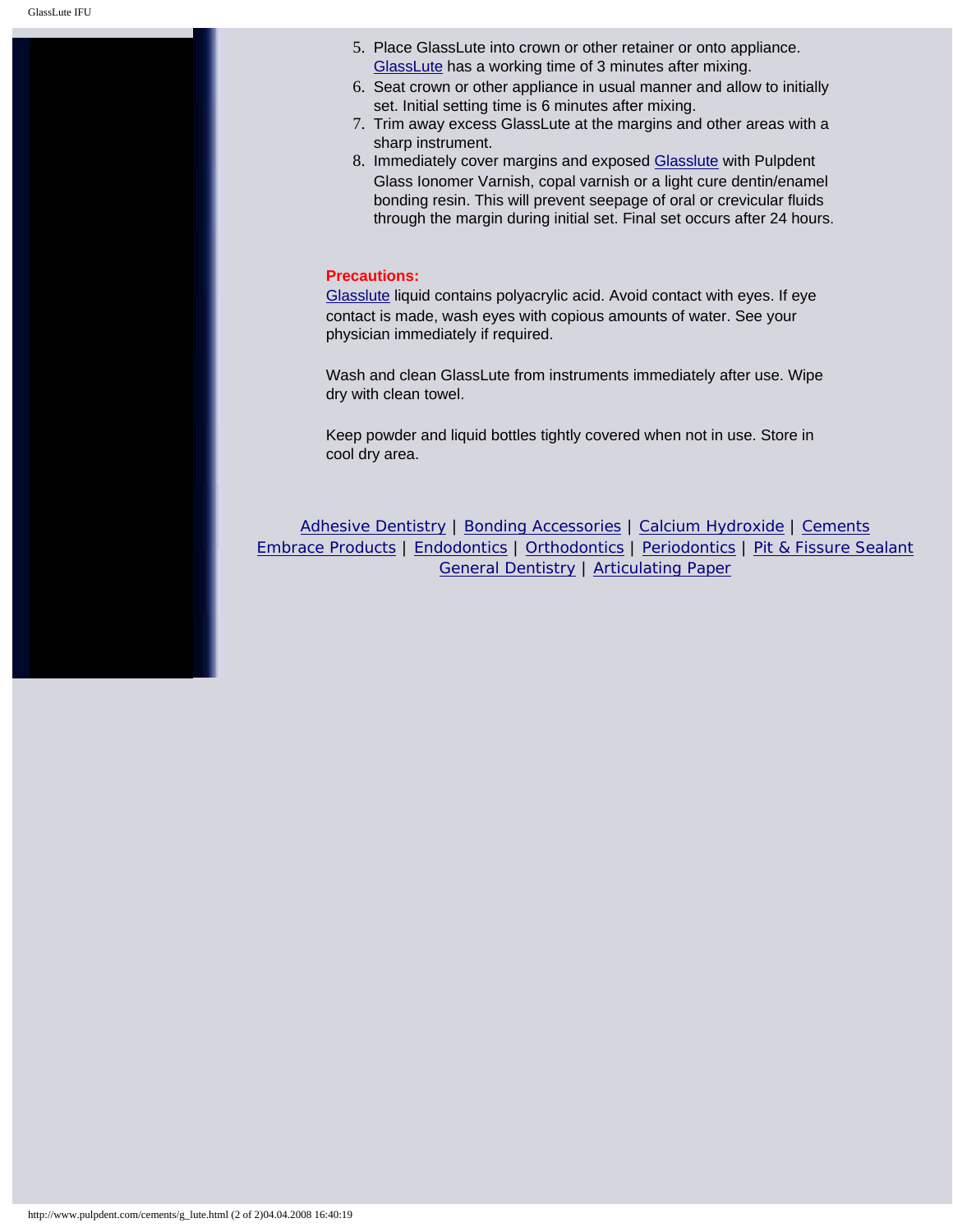5. Place GlassLute into crown or other retainer or onto appliance. GlassLute has a working time of 3 minutes after mixing.
6. Seat crown or other appliance in usual manner and allow to initially set. Initial setting time is 6 minutes after mixing.
7. Trim away excess GlassLute at the margins and other areas with a sharp instrument.
8. Immediately cover margins and exposed Glasslute with Pulpdent Glass Ionomer Varnish, copal varnish or a light cure dentin/enamel bonding resin. This will prevent seepage of oral or crevicular fluids through the margin during initial set. Final set occurs after 24 hours.

**Precautions:**

Glasslute liquid contains polyacrylic acid. Avoid contact with eyes. If eye contact is made, wash eyes with copious amounts of water. See your physician immediately if required.

Wash and clean GlassLute from instruments immediately after use. Wipe dry with clean towel.

Keep powder and liquid bottles tightly covered when not in use. Store in cool dry area.

Adhesive Dentistry | Bonding Accessories | Calcium Hydroxide | Cements
Embrace Products | Endodontics | Orthodontics | Periodontics | Pit & Fissure Sealant
General Dentistry | Articulating Paper